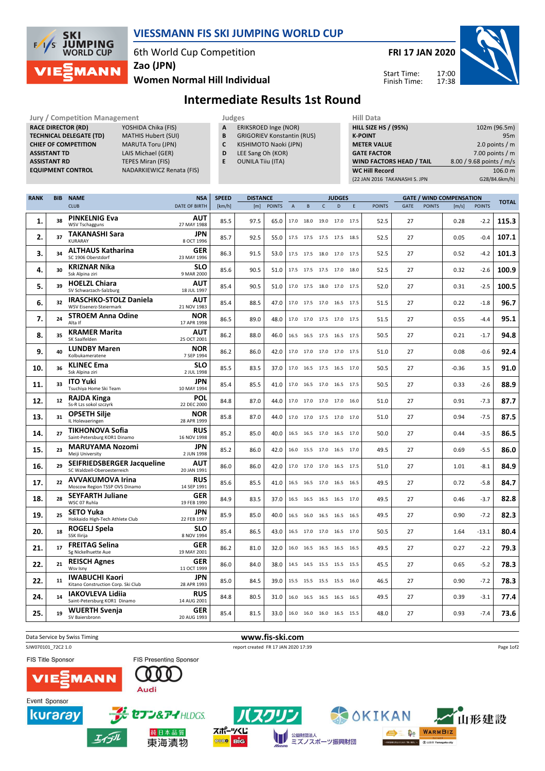# VIESSMANN FIS SKI JUMPING WORLD CUP

6th World Cup Competition
Zao (JPN)
Women Normal Hill Individual

**FRI 17 JAN 2020**

Start Time: 17:00
Finish Time: 17:38

## Intermediate Results 1st Round

| Jury / Competition Management | |
|---|---|
| RACE DIRECTOR (RD) | YOSHIDA Chika (FIS) |
| TECHNICAL DELEGATE (TD) | MATHIS Hubert (SUI) |
| CHIEF OF COMPETITION | MARUTA Toru (JPN) |
| ASSISTANT TD | LAIS Michael (GER) |
| ASSISTANT RD | TEPES Miran (FIS) |
| EQUIPMENT CONTROL | NADARKIEWICZ Renata (FIS) |

| Judges | |
|---|---|
| A | ERIKSROED Inge (NOR) |
| B | GRIGORIEV Konstantin (RUS) |
| C | KISHIMOTO Naoki (JPN) |
| D | LEE Sang Oh (KOR) |
| E | OUNILA Tiiu (ITA) |

| Hill Data | |
|---|---|
| HILL SIZE HS / (95%) | 102m (96.5m) |
| K-POINT | 95m |
| METER VALUE | 2.0 points / m |
| GATE FACTOR | 7.00 points / m |
| WIND FACTORS HEAD / TAIL | 8.00 / 9.68 points / m/s |
| WC Hill Record | 106.0 m |
| (22 JAN 2016 TAKANASHI S. JPN | G28/84.6km/h) |

| RANK | BIB | NAME / CLUB | NSA / DATE OF BIRTH | SPEED [km/h] | DISTANCE [m] | DISTANCE POINTS | A | B | C | D | E | JUDGES POINTS | GATE | GATE POINTS | WIND [m/s] | WIND POINTS | TOTAL |
|---|---|---|---|---|---|---|---|---|---|---|---|---|---|---|---|---|---|
| 1. | 38 | PINKELNIG Eva / WSV Tschagguns | AUT / 27 MAY 1988 | 85.5 | 97.5 | 65.0 | 17.0 | 18.0 | 19.0 | 17.0 | 17.5 | 52.5 | 27 | | 0.28 | -2.2 | 115.3 |
| 2. | 37 | TAKANASHI Sara / KURARAY | JPN / 8 OCT 1996 | 85.7 | 92.5 | 55.0 | 17.5 | 17.5 | 17.5 | 17.5 | 18.5 | 52.5 | 27 | | 0.05 | -0.4 | 107.1 |
| 3. | 34 | ALTHAUS Katharina / SC 1906 Oberstdorf | GER / 23 MAY 1996 | 86.3 | 91.5 | 53.0 | 17.5 | 17.5 | 18.0 | 17.0 | 17.5 | 52.5 | 27 | | 0.52 | -4.2 | 101.3 |
| 4. | 30 | KRIZNAR Nika / Ssk Alpina ziri | SLO / 9 MAR 2000 | 85.6 | 90.5 | 51.0 | 17.5 | 17.5 | 17.5 | 17.0 | 18.0 | 52.5 | 27 | | 0.32 | -2.6 | 100.9 |
| 5. | 39 | HOELZL Chiara / SV Schwarzach-Salzburg | AUT / 18 JUL 1997 | 85.4 | 90.5 | 51.0 | 17.0 | 17.5 | 18.0 | 17.0 | 17.5 | 52.0 | 27 | | 0.31 | -2.5 | 100.5 |
| 6. | 32 | IRASCHKO-STOLZ Daniela / WSV Eisenerz-Steiermark | AUT / 21 NOV 1983 | 85.4 | 88.5 | 47.0 | 17.0 | 17.5 | 17.0 | 16.5 | 17.5 | 51.5 | 27 | | 0.22 | -1.8 | 96.7 |
| 7. | 24 | STROEM Anna Odine / Alta If | NOR / 17 APR 1998 | 86.5 | 89.0 | 48.0 | 17.0 | 17.0 | 17.5 | 17.0 | 17.5 | 51.5 | 27 | | 0.55 | -4.4 | 95.1 |
| 8. | 35 | KRAMER Marita / SK Saalfelden | AUT / 25 OCT 2001 | 86.2 | 88.0 | 46.0 | 16.5 | 16.5 | 17.5 | 16.5 | 17.5 | 50.5 | 27 | | 0.21 | -1.7 | 94.8 |
| 9. | 40 | LUNDBY Maren / Kolbukameratene | NOR / 7 SEP 1994 | 86.2 | 86.0 | 42.0 | 17.0 | 17.0 | 17.0 | 17.0 | 17.5 | 51.0 | 27 | | 0.08 | -0.6 | 92.4 |
| 10. | 36 | KLINEC Ema / Ssk Alpina ziri | SLO / 2 JUL 1998 | 85.5 | 83.5 | 37.0 | 17.0 | 16.5 | 17.5 | 16.5 | 17.0 | 50.5 | 27 | | -0.36 | 3.5 | 91.0 |
| 11. | 33 | ITO Yuki / Tsuchiya Home Ski Team | JPN / 10 MAY 1994 | 85.4 | 85.5 | 41.0 | 17.0 | 16.5 | 17.0 | 16.5 | 17.5 | 50.5 | 27 | | 0.33 | -2.6 | 88.9 |
| 12. | 12 | RAJDA Kinga / Ss-R Lzs sokol szczyrk | POL / 22 DEC 2000 | 84.8 | 87.0 | 44.0 | 17.0 | 17.0 | 17.0 | 17.0 | 16.0 | 51.0 | 27 | | 0.91 | -7.3 | 87.7 |
| 13. | 31 | OPSETH Silje / IL Holevaeringen | NOR / 28 APR 1999 | 85.8 | 87.0 | 44.0 | 17.0 | 17.0 | 17.5 | 17.0 | 17.0 | 51.0 | 27 | | 0.94 | -7.5 | 87.5 |
| 14. | 27 | TIKHONOVA Sofia / Saint-Petersburg KOR1 Dinamo | RUS / 16 NOV 1998 | 85.2 | 85.0 | 40.0 | 16.5 | 16.5 | 17.0 | 16.5 | 17.0 | 50.0 | 27 | | 0.44 | -3.5 | 86.5 |
| 15. | 23 | MARUYAMA Nozomi / Meiji University | JPN / 2 JUN 1998 | 85.2 | 86.0 | 42.0 | 16.0 | 15.5 | 17.0 | 16.5 | 17.0 | 49.5 | 27 | | 0.69 | -5.5 | 86.0 |
| 16. | 29 | SEIFRIEDSBERGER Jacqueline / SC Waldzell-Oberoesterreich | AUT / 20 JAN 1991 | 86.0 | 86.0 | 42.0 | 17.0 | 17.0 | 17.0 | 16.5 | 17.5 | 51.0 | 27 | | 1.01 | -8.1 | 84.9 |
| 17. | 22 | AVVAKUMOVA Irina / Moscow Region TSSP OVS Dinamo | RUS / 14 SEP 1991 | 85.6 | 85.5 | 41.0 | 16.5 | 16.5 | 17.0 | 16.5 | 16.5 | 49.5 | 27 | | 0.72 | -5.8 | 84.7 |
| 18. | 28 | SEYFARTH Juliane / WSC 07 Ruhla | GER / 19 FEB 1990 | 84.9 | 83.5 | 37.0 | 16.5 | 16.5 | 16.5 | 16.5 | 17.0 | 49.5 | 27 | | 0.46 | -3.7 | 82.8 |
| 19. | 25 | SETO Yuka / Hokkaido High-Tech Athlete Club | JPN / 22 FEB 1997 | 85.9 | 85.0 | 40.0 | 16.5 | 16.0 | 16.5 | 16.5 | 16.5 | 49.5 | 27 | | 0.90 | -7.2 | 82.3 |
| 20. | 18 | ROGELJ Spela / SSK Ilirija | SLO / 8 NOV 1994 | 85.4 | 86.5 | 43.0 | 16.5 | 17.0 | 17.0 | 16.5 | 17.0 | 50.5 | 27 | | 1.64 | -13.1 | 80.4 |
| 21. | 17 | FREITAG Selina / Sg Nickelhuette Aue | GER / 19 MAY 2001 | 86.2 | 81.0 | 32.0 | 16.0 | 16.5 | 16.5 | 16.5 | 16.5 | 49.5 | 27 | | 0.27 | -2.2 | 79.3 |
| 22. | 21 | REISCH Agnes / Wsv Isny | GER / 11 OCT 1999 | 86.0 | 84.0 | 38.0 | 14.5 | 14.5 | 15.5 | 15.5 | 15.5 | 45.5 | 27 | | 0.65 | -5.2 | 78.3 |
| 22. | 11 | IWABUCHI Kaori / Kitano Construction Corp. Ski Club | JPN / 28 APR 1993 | 85.0 | 84.5 | 39.0 | 15.5 | 15.5 | 15.5 | 15.5 | 16.0 | 46.5 | 27 | | 0.90 | -7.2 | 78.3 |
| 24. | 14 | IAKOVLEVA Lidiia / Saint-Petersburg KOR1 Dinamo | RUS / 14 AUG 2001 | 84.8 | 80.5 | 31.0 | 16.0 | 16.5 | 16.5 | 16.5 | 16.5 | 49.5 | 27 | | 0.39 | -3.1 | 77.4 |
| 25. | 19 | WUERTH Svenja / SV Baiersbronn | GER / 20 AUG 1993 | 85.4 | 81.5 | 33.0 | 16.0 | 16.0 | 16.0 | 16.5 | 15.5 | 48.0 | 27 | | 0.93 | -7.4 | 73.6 |

Data Service by Swiss Timing
www.fis-ski.com
SJW070101_72C2 1.0
report created FR 17 JAN 2020 17:39

FIS Title Sponsor: VIESSMANN
FIS Presenting Sponsor: Audi
Event Sponsor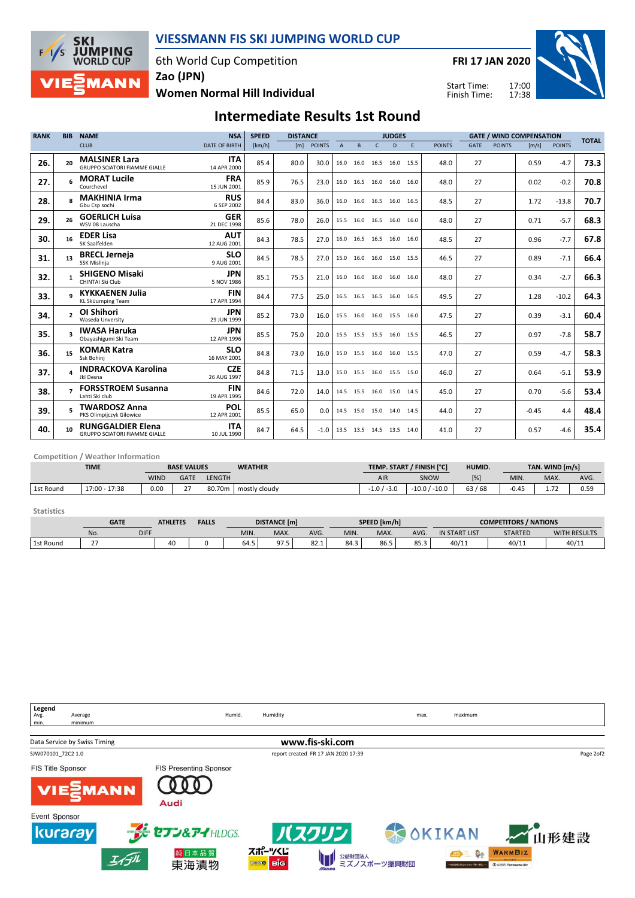# VIESSMANN FIS SKI JUMPING WORLD CUP

6th World Cup Competition
**Zao (JPN)**
**Women Normal Hill Individual**

**FRI 17 JAN 2020**

Start Time: 17:00
Finish Time: 17:38

## Intermediate Results 1st Round

| RANK | BIB | NAME / CLUB | NSA / DATE OF BIRTH | SPEED [km/h] | DISTANCE [m] | DISTANCE POINTS | A | B | C | D | E | JUDGES POINTS | GATE | GATE POINTS | WIND [m/s] | WIND POINTS | TOTAL |
|---|---|---|---|---|---|---|---|---|---|---|---|---|---|---|---|---|---|
| 26. | 20 | **MALSINER Lara** GRUPPO SCIATORI FIAMME GIALLE | ITA 14 APR 2000 | 85.4 | 80.0 | 30.0 | 16.0 | 16.0 | 16.5 | 16.0 | 15.5 | 48.0 | 27 | | 0.59 | -4.7 | 73.3 |
| 27. | 6 | **MORAT Lucile** Courchevel | FRA 15 JUN 2001 | 85.9 | 76.5 | 23.0 | 16.0 | 16.5 | 16.0 | 16.0 | 16.0 | 48.0 | 27 | | 0.02 | -0.2 | 70.8 |
| 28. | 8 | **MAKHINIA Irma** Gbu Csp sochi | RUS 6 SEP 2002 | 84.4 | 83.0 | 36.0 | 16.0 | 16.0 | 16.5 | 16.0 | 16.5 | 48.5 | 27 | | 1.72 | -13.8 | 70.7 |
| 29. | 26 | **GOERLICH Luisa** WSV 08 Lauscha | GER 21 DEC 1998 | 85.6 | 78.0 | 26.0 | 15.5 | 16.0 | 16.5 | 16.0 | 16.0 | 48.0 | 27 | | 0.71 | -5.7 | 68.3 |
| 30. | 16 | **EDER Lisa** SK Saalfelden | AUT 12 AUG 2001 | 84.3 | 78.5 | 27.0 | 16.0 | 16.5 | 16.5 | 16.0 | 16.0 | 48.5 | 27 | | 0.96 | -7.7 | 67.8 |
| 31. | 13 | **BRECL Jerneja** SSK Mislinja | SLO 9 AUG 2001 | 84.5 | 78.5 | 27.0 | 15.0 | 16.0 | 16.0 | 15.0 | 15.5 | 46.5 | 27 | | 0.89 | -7.1 | 66.4 |
| 32. | 1 | **SHIGENO Misaki** CHINTAI Ski Club | JPN 5 NOV 1986 | 85.1 | 75.5 | 21.0 | 16.0 | 16.0 | 16.0 | 16.0 | 16.0 | 48.0 | 27 | | 0.34 | -2.7 | 66.3 |
| 33. | 9 | **KYKKAENEN Julia** KL SkiJumping Team | FIN 17 APR 1994 | 84.4 | 77.5 | 25.0 | 16.5 | 16.5 | 16.5 | 16.0 | 16.5 | 49.5 | 27 | | 1.28 | -10.2 | 64.3 |
| 34. | 2 | **OI Shihori** Waseda Unversity | JPN 29 JUN 1999 | 85.2 | 73.0 | 16.0 | 15.5 | 16.0 | 16.0 | 15.5 | 16.0 | 47.5 | 27 | | 0.39 | -3.1 | 60.4 |
| 35. | 3 | **IWASA Haruka** Obayashigumi Ski Team | JPN 12 APR 1996 | 85.5 | 75.0 | 20.0 | 15.5 | 15.5 | 15.5 | 16.0 | 15.5 | 46.5 | 27 | | 0.97 | -7.8 | 58.7 |
| 36. | 15 | **KOMAR Katra** Ssk Bohinj | SLO 16 MAY 2001 | 84.8 | 73.0 | 16.0 | 15.0 | 15.5 | 16.0 | 16.0 | 15.5 | 47.0 | 27 | | 0.59 | -4.7 | 58.3 |
| 37. | 4 | **INDRACKOVA Karolina** Jkl Desna | CZE 26 AUG 1997 | 84.8 | 71.5 | 13.0 | 15.0 | 15.5 | 16.0 | 15.5 | 15.0 | 46.0 | 27 | | 0.64 | -5.1 | 53.9 |
| 38. | 7 | **FORSSTROEM Susanna** Lahti Ski club | FIN 19 APR 1995 | 84.6 | 72.0 | 14.0 | 14.5 | 15.5 | 16.0 | 15.0 | 14.5 | 45.0 | 27 | | 0.70 | -5.6 | 53.4 |
| 39. | 5 | **TWARDOSZ Anna** PKS Olimpijczyk Gilowice | POL 12 APR 2001 | 85.5 | 65.0 | 0.0 | 14.5 | 15.0 | 15.0 | 14.0 | 14.5 | 44.0 | 27 | | -0.45 | 4.4 | 48.4 |
| 40. | 10 | **RUNGGALDIER Elena** GRUPPO SCIATORI FIAMME GIALLE | ITA 10 JUL 1990 | 84.7 | 64.5 | -1.0 | 13.5 | 13.5 | 14.5 | 13.5 | 14.0 | 41.0 | 27 | | 0.57 | -4.6 | 35.4 |

### Competition / Weather Information

| | TIME | BASE VALUES WIND | GATE | LENGTH | WEATHER | TEMP. AIR [°C] | TEMP. SNOW [°C] | HUMID. [%] | TAN. WIND MIN. [m/s] | MAX. | AVG. |
|---|---|---|---|---|---|---|---|---|---|---|---|
| 1st Round | 17:00 - 17:38 | 0.00 | 27 | 80.70m | mostly cloudy | -1.0 / -3.0 | -10.0 / -10.0 | 63 / 68 | -0.45 | 1.72 | 0.59 |

### Statistics

| | GATE No. | GATE DIFF | ATHLETES | FALLS | DISTANCE MIN. [m] | MAX. | AVG. | SPEED MIN. [km/h] | MAX. | AVG. | IN START LIST | STARTED | WITH RESULTS |
|---|---|---|---|---|---|---|---|---|---|---|---|---|---|
| 1st Round | 27 | | 40 | 0 | 64.5 | 97.5 | 82.1 | 84.3 | 86.5 | 85.3 | 40/11 | 40/11 | 40/11 |

**Legend**
Avg. Average | Humid. Humidity | max. maximum
min. minimum

Data Service by Swiss Timing
www.fis-ski.com
SJW070101_72C2 1.0
report created FR 17 JAN 2020 17:39

FIS Title Sponsor: VIESSMANN
FIS Presenting Sponsor: Audi
Event Sponsor: kuraray, セブン&アイHLDGS., バスクリン, OKIKAN, 山形建設, エイブル, 純日本品質 東海漬物, スポーツくじ, 公益財団法人 ミズノスポーツ振興財団, WARMBIZ